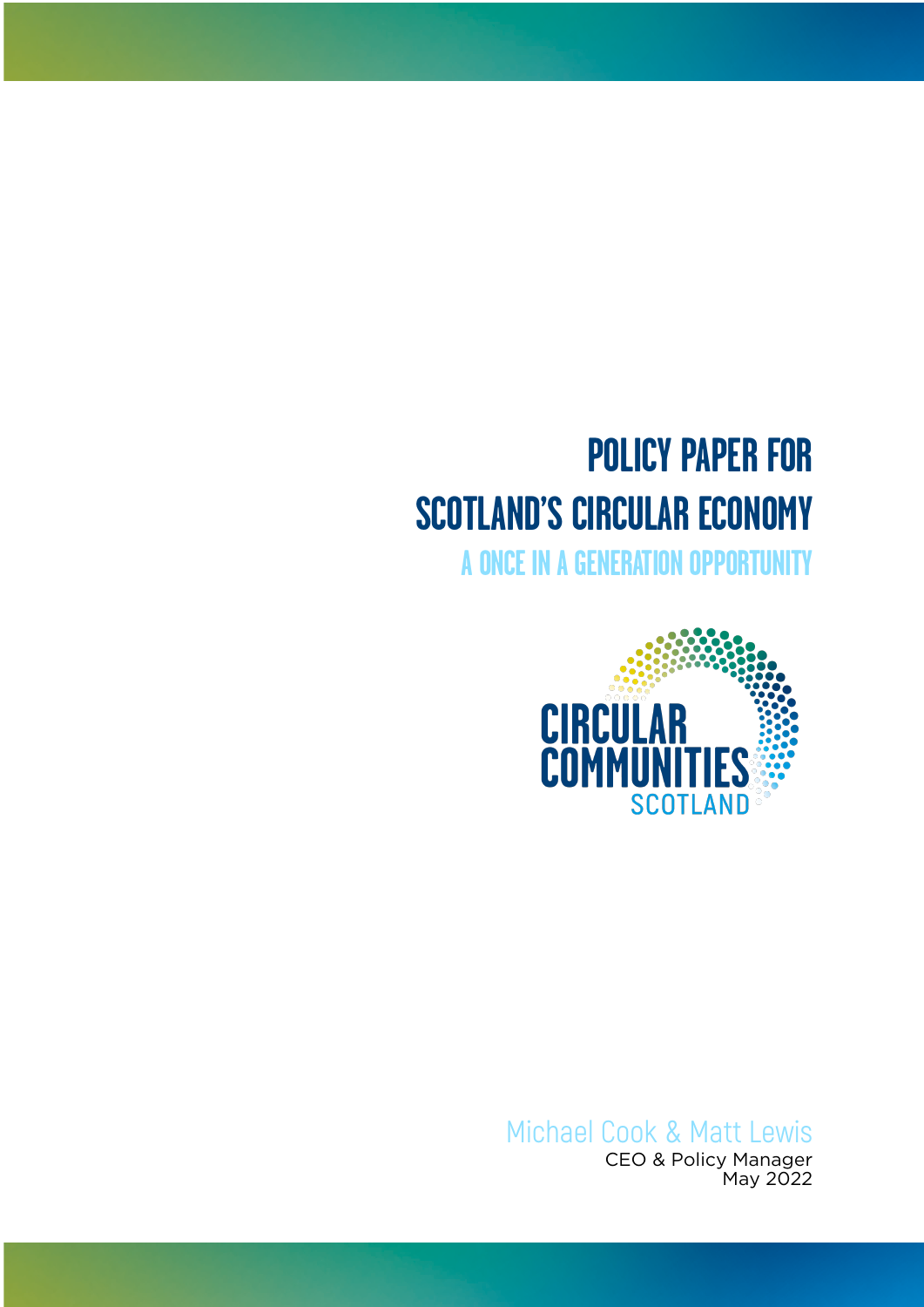# POLICY PAPER FOR SCOTLAND'S CIRCULAR ECONOMY

## A ONCE IN A GENERATION OPPORTUNITY

CIRCULAR COMMUNITIES SCOTLAND

Michael Cook & Matt Lewis
CEO & Policy Manager
May 2022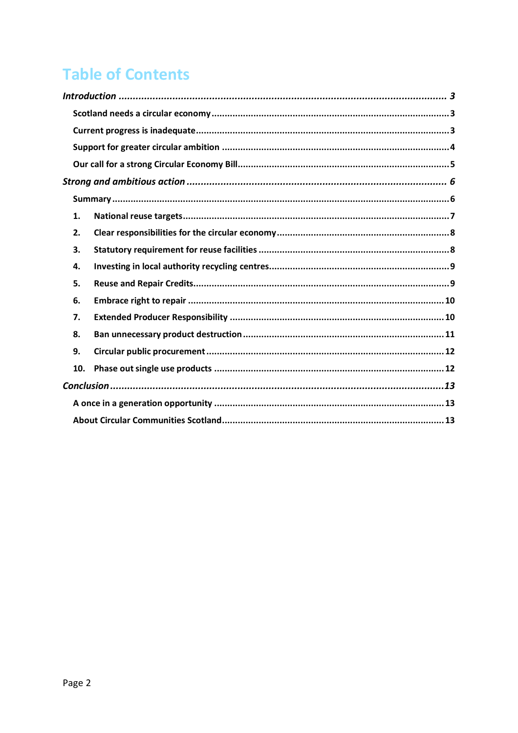# Table of Contents

*Introduction* ........ 3

- Scotland needs a circular economy ........ 3
- Current progress is inadequate ........ 3
- Support for greater circular ambition ........ 4
- Our call for a strong Circular Economy Bill ........ 5

*Strong and ambitious action* ........ 6

- Summary ........ 6
- 1. National reuse targets ........ 7
- 2. Clear responsibilities for the circular economy ........ 8
- 3. Statutory requirement for reuse facilities ........ 8
- 4. Investing in local authority recycling centres ........ 9
- 5. Reuse and Repair Credits ........ 9
- 6. Embrace right to repair ........ 10
- 7. Extended Producer Responsibility ........ 10
- 8. Ban unnecessary product destruction ........ 11
- 9. Circular public procurement ........ 12
- 10. Phase out single use products ........ 12

*Conclusion* ........ 13

- A once in a generation opportunity ........ 13
- About Circular Communities Scotland ........ 13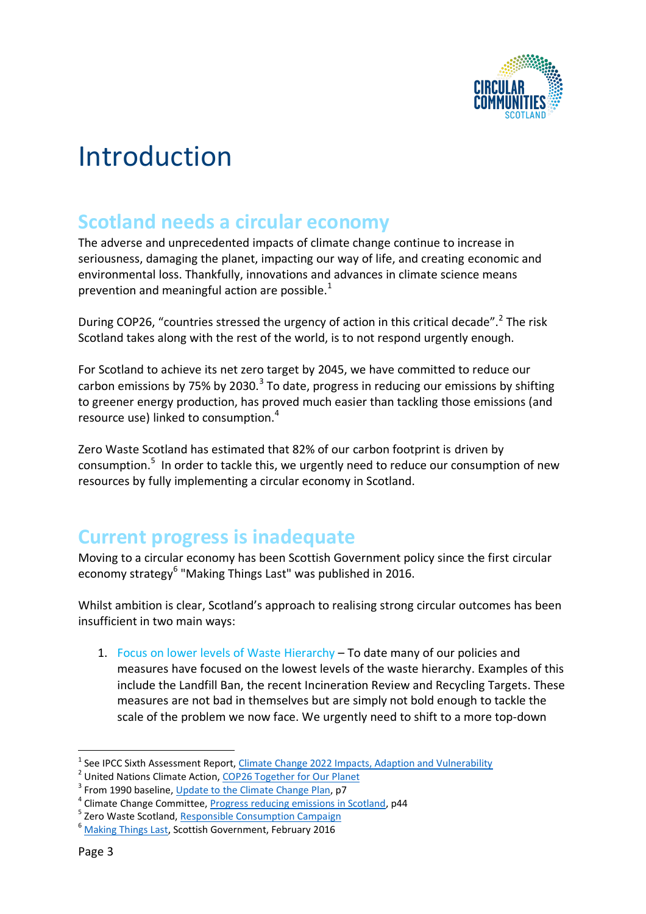# Introduction

## Scotland needs a circular economy

The adverse and unprecedented impacts of climate change continue to increase in seriousness, damaging the planet, impacting our way of life, and creating economic and environmental loss. Thankfully, innovations and advances in climate science means prevention and meaningful action are possible.[1]

During COP26, "countries stressed the urgency of action in this critical decade".[2] The risk Scotland takes along with the rest of the world, is to not respond urgently enough.

For Scotland to achieve its net zero target by 2045, we have committed to reduce our carbon emissions by 75% by 2030.[3] To date, progress in reducing our emissions by shifting to greener energy production, has proved much easier than tackling those emissions (and resource use) linked to consumption.[4]

Zero Waste Scotland has estimated that 82% of our carbon footprint is driven by consumption.[5] In order to tackle this, we urgently need to reduce our consumption of new resources by fully implementing a circular economy in Scotland.

## Current progress is inadequate

Moving to a circular economy has been Scottish Government policy since the first circular economy strategy[6] "Making Things Last" was published in 2016.

Whilst ambition is clear, Scotland's approach to realising strong circular outcomes has been insufficient in two main ways:

1. Focus on lower levels of Waste Hierarchy – To date many of our policies and measures have focused on the lowest levels of the waste hierarchy. Examples of this include the Landfill Ban, the recent Incineration Review and Recycling Targets. These measures are not bad in themselves but are simply not bold enough to tackle the scale of the problem we now face. We urgently need to shift to a more top-down

---

[1] See IPCC Sixth Assessment Report, Climate Change 2022 Impacts, Adaption and Vulnerability
[2] United Nations Climate Action, COP26 Together for Our Planet
[3] From 1990 baseline, Update to the Climate Change Plan, p7
[4] Climate Change Committee, Progress reducing emissions in Scotland, p44
[5] Zero Waste Scotland, Responsible Consumption Campaign
[6] Making Things Last, Scottish Government, February 2016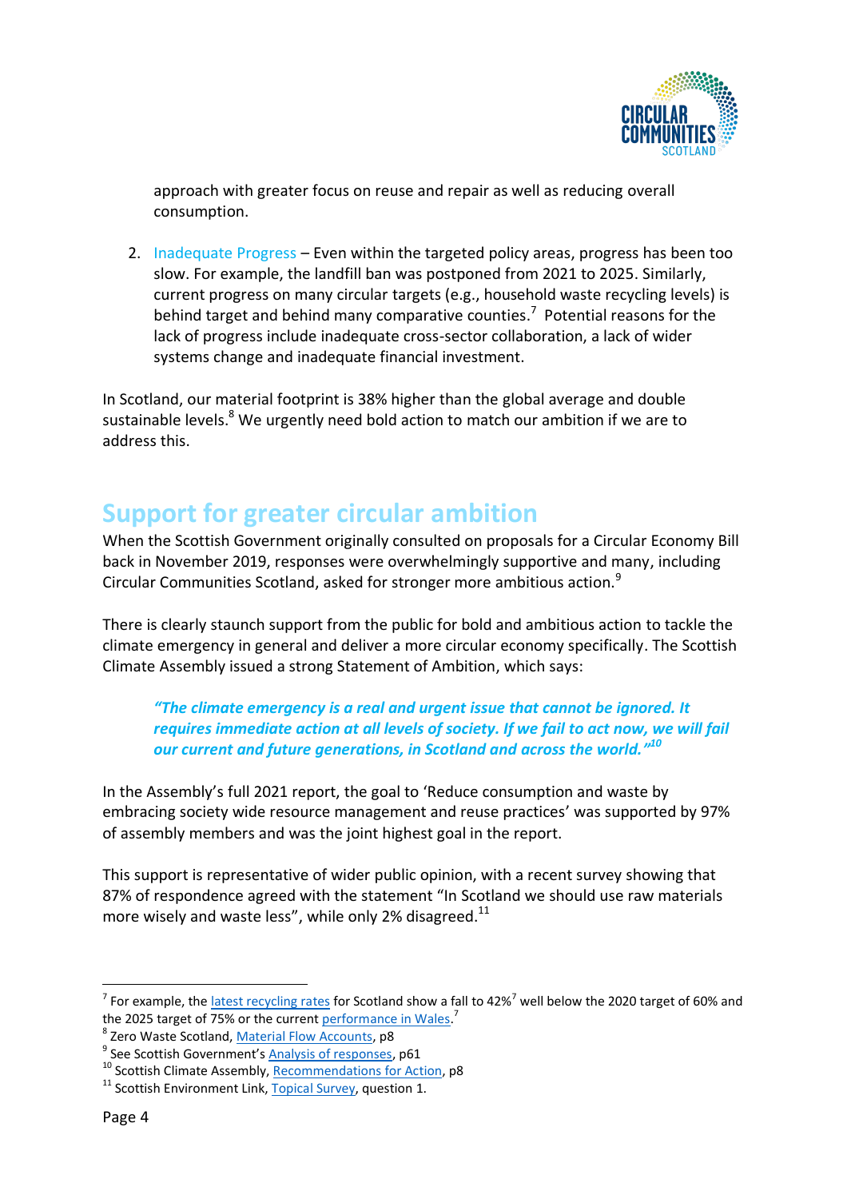approach with greater focus on reuse and repair as well as reducing overall consumption.

2. Inadequate Progress – Even within the targeted policy areas, progress has been too slow. For example, the landfill ban was postponed from 2021 to 2025. Similarly, current progress on many circular targets (e.g., household waste recycling levels) is behind target and behind many comparative counties.[7] Potential reasons for the lack of progress include inadequate cross-sector collaboration, a lack of wider systems change and inadequate financial investment.

In Scotland, our material footprint is 38% higher than the global average and double sustainable levels.[8] We urgently need bold action to match our ambition if we are to address this.

## Support for greater circular ambition

When the Scottish Government originally consulted on proposals for a Circular Economy Bill back in November 2019, responses were overwhelmingly supportive and many, including Circular Communities Scotland, asked for stronger more ambitious action.[9]

There is clearly staunch support from the public for bold and ambitious action to tackle the climate emergency in general and deliver a more circular economy specifically. The Scottish Climate Assembly issued a strong Statement of Ambition, which says:

> ***"The climate emergency is a real and urgent issue that cannot be ignored. It requires immediate action at all levels of society. If we fail to act now, we will fail our current and future generations, in Scotland and across the world."[10]***

In the Assembly's full 2021 report, the goal to 'Reduce consumption and waste by embracing society wide resource management and reuse practices' was supported by 97% of assembly members and was the joint highest goal in the report.

This support is representative of wider public opinion, with a recent survey showing that 87% of respondence agreed with the statement "In Scotland we should use raw materials more wisely and waste less", while only 2% disagreed.[11]

---

[7] For example, the latest recycling rates for Scotland show a fall to 42%[7] well below the 2020 target of 60% and the 2025 target of 75% or the current performance in Wales.[7]

[8] Zero Waste Scotland, Material Flow Accounts, p8

[9] See Scottish Government's Analysis of responses, p61

[10] Scottish Climate Assembly, Recommendations for Action, p8

[11] Scottish Environment Link, Topical Survey, question 1.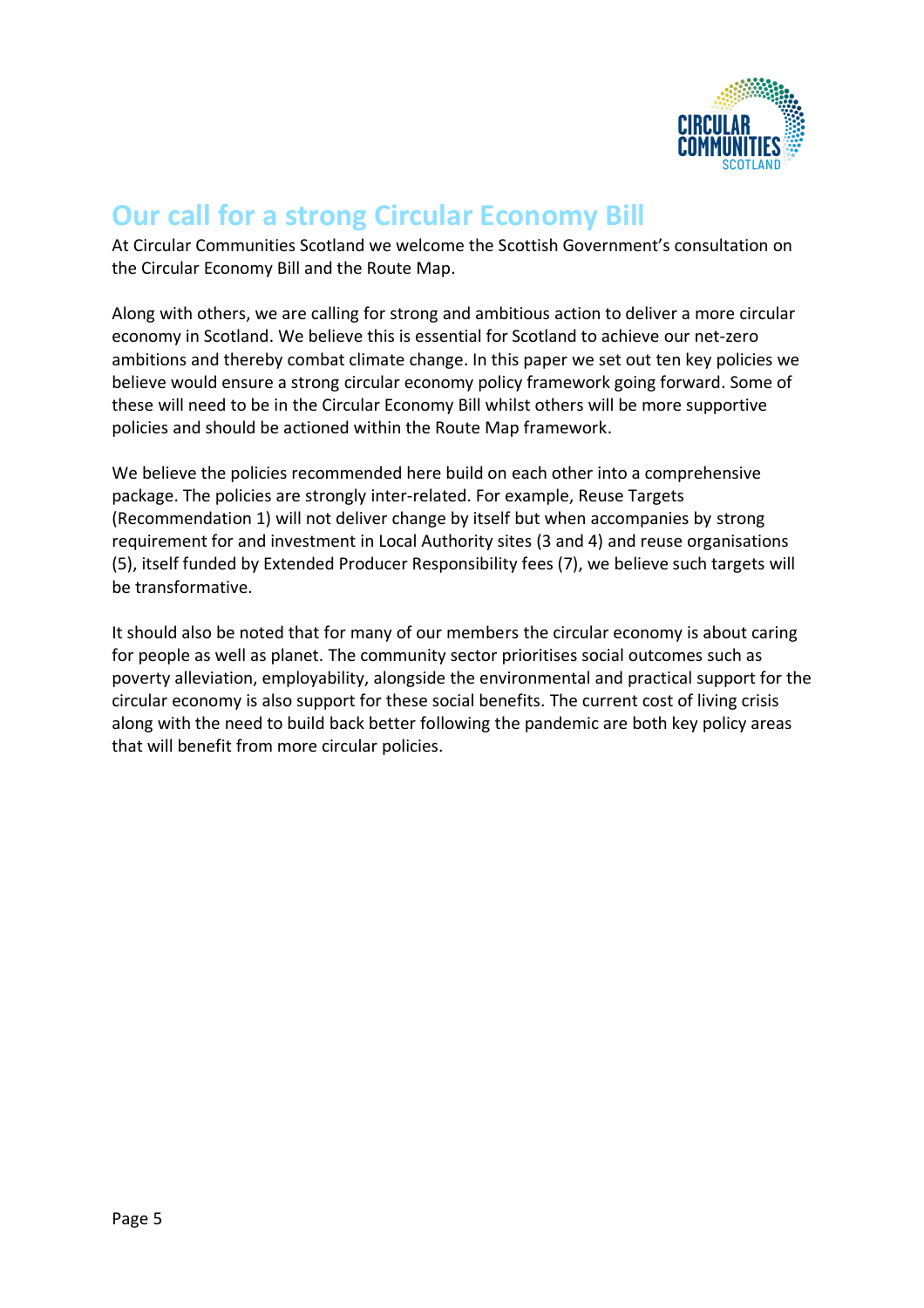# Our call for a strong Circular Economy Bill

At Circular Communities Scotland we welcome the Scottish Government's consultation on the Circular Economy Bill and the Route Map.

Along with others, we are calling for strong and ambitious action to deliver a more circular economy in Scotland. We believe this is essential for Scotland to achieve our net-zero ambitions and thereby combat climate change. In this paper we set out ten key policies we believe would ensure a strong circular economy policy framework going forward. Some of these will need to be in the Circular Economy Bill whilst others will be more supportive policies and should be actioned within the Route Map framework.

We believe the policies recommended here build on each other into a comprehensive package. The policies are strongly inter-related. For example, Reuse Targets (Recommendation 1) will not deliver change by itself but when accompanies by strong requirement for and investment in Local Authority sites (3 and 4) and reuse organisations (5), itself funded by Extended Producer Responsibility fees (7), we believe such targets will be transformative.

It should also be noted that for many of our members the circular economy is about caring for people as well as planet. The community sector prioritises social outcomes such as poverty alleviation, employability, alongside the environmental and practical support for the circular economy is also support for these social benefits. The current cost of living crisis along with the need to build back better following the pandemic are both key policy areas that will benefit from more circular policies.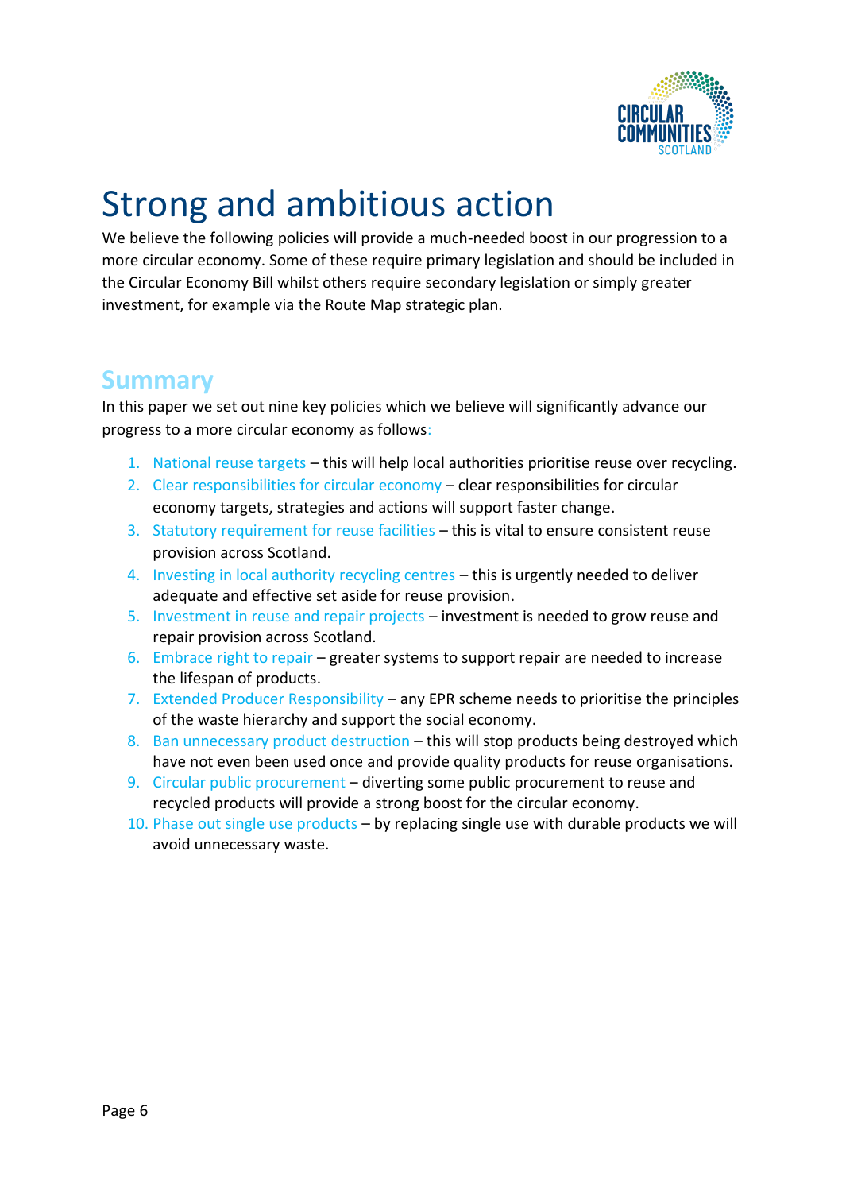# Strong and ambitious action

We believe the following policies will provide a much-needed boost in our progression to a more circular economy. Some of these require primary legislation and should be included in the Circular Economy Bill whilst others require secondary legislation or simply greater investment, for example via the Route Map strategic plan.

## Summary

In this paper we set out nine key policies which we believe will significantly advance our progress to a more circular economy as follows:

1. National reuse targets – this will help local authorities prioritise reuse over recycling.
2. Clear responsibilities for circular economy – clear responsibilities for circular economy targets, strategies and actions will support faster change.
3. Statutory requirement for reuse facilities – this is vital to ensure consistent reuse provision across Scotland.
4. Investing in local authority recycling centres – this is urgently needed to deliver adequate and effective set aside for reuse provision.
5. Investment in reuse and repair projects – investment is needed to grow reuse and repair provision across Scotland.
6. Embrace right to repair – greater systems to support repair are needed to increase the lifespan of products.
7. Extended Producer Responsibility – any EPR scheme needs to prioritise the principles of the waste hierarchy and support the social economy.
8. Ban unnecessary product destruction – this will stop products being destroyed which have not even been used once and provide quality products for reuse organisations.
9. Circular public procurement – diverting some public procurement to reuse and recycled products will provide a strong boost for the circular economy.
10. Phase out single use products – by replacing single use with durable products we will avoid unnecessary waste.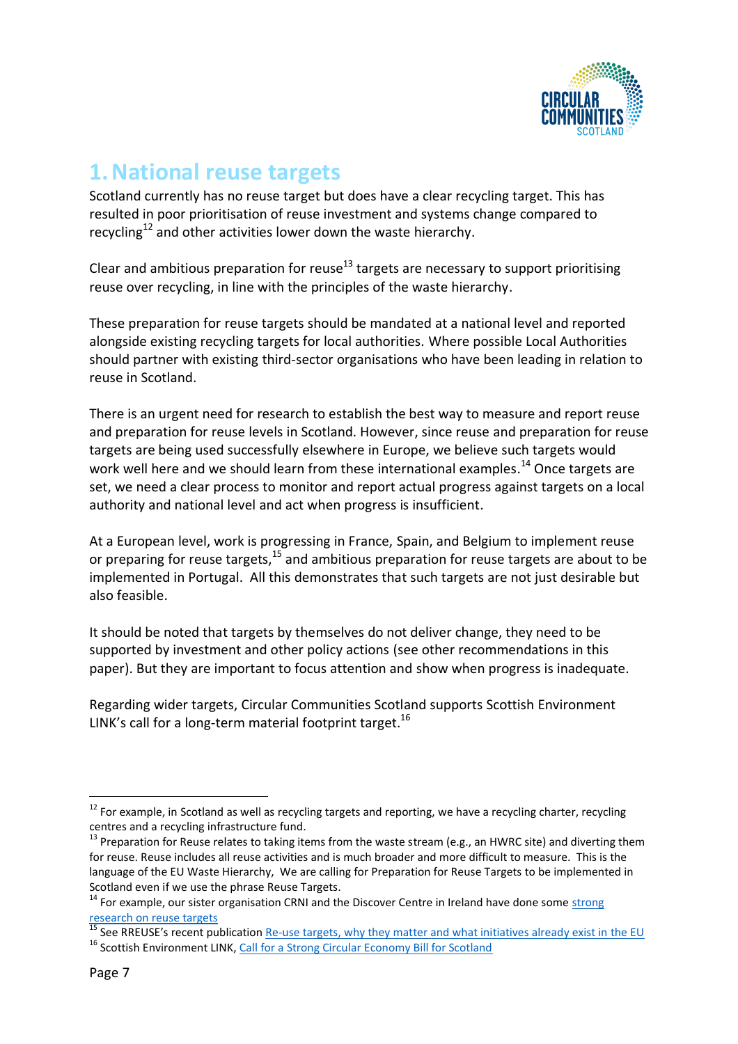# 1. National reuse targets

Scotland currently has no reuse target but does have a clear recycling target. This has resulted in poor prioritisation of reuse investment and systems change compared to recycling[12] and other activities lower down the waste hierarchy.

Clear and ambitious preparation for reuse[13] targets are necessary to support prioritising reuse over recycling, in line with the principles of the waste hierarchy.

These preparation for reuse targets should be mandated at a national level and reported alongside existing recycling targets for local authorities. Where possible Local Authorities should partner with existing third-sector organisations who have been leading in relation to reuse in Scotland.

There is an urgent need for research to establish the best way to measure and report reuse and preparation for reuse levels in Scotland. However, since reuse and preparation for reuse targets are being used successfully elsewhere in Europe, we believe such targets would work well here and we should learn from these international examples.[14] Once targets are set, we need a clear process to monitor and report actual progress against targets on a local authority and national level and act when progress is insufficient.

At a European level, work is progressing in France, Spain, and Belgium to implement reuse or preparing for reuse targets,[15] and ambitious preparation for reuse targets are about to be implemented in Portugal. All this demonstrates that such targets are not just desirable but also feasible.

It should be noted that targets by themselves do not deliver change, they need to be supported by investment and other policy actions (see other recommendations in this paper). But they are important to focus attention and show when progress is inadequate.

Regarding wider targets, Circular Communities Scotland supports Scottish Environment LINK's call for a long-term material footprint target.[16]

---

[12] For example, in Scotland as well as recycling targets and reporting, we have a recycling charter, recycling centres and a recycling infrastructure fund.

[13] Preparation for Reuse relates to taking items from the waste stream (e.g., an HWRC site) and diverting them for reuse. Reuse includes all reuse activities and is much broader and more difficult to measure. This is the language of the EU Waste Hierarchy, We are calling for Preparation for Reuse Targets to be implemented in Scotland even if we use the phrase Reuse Targets.

[14] For example, our sister organisation CRNI and the Discover Centre in Ireland have done some strong research on reuse targets

[15] See RREUSE's recent publication Re-use targets, why they matter and what initiatives already exist in the EU

[16] Scottish Environment LINK, Call for a Strong Circular Economy Bill for Scotland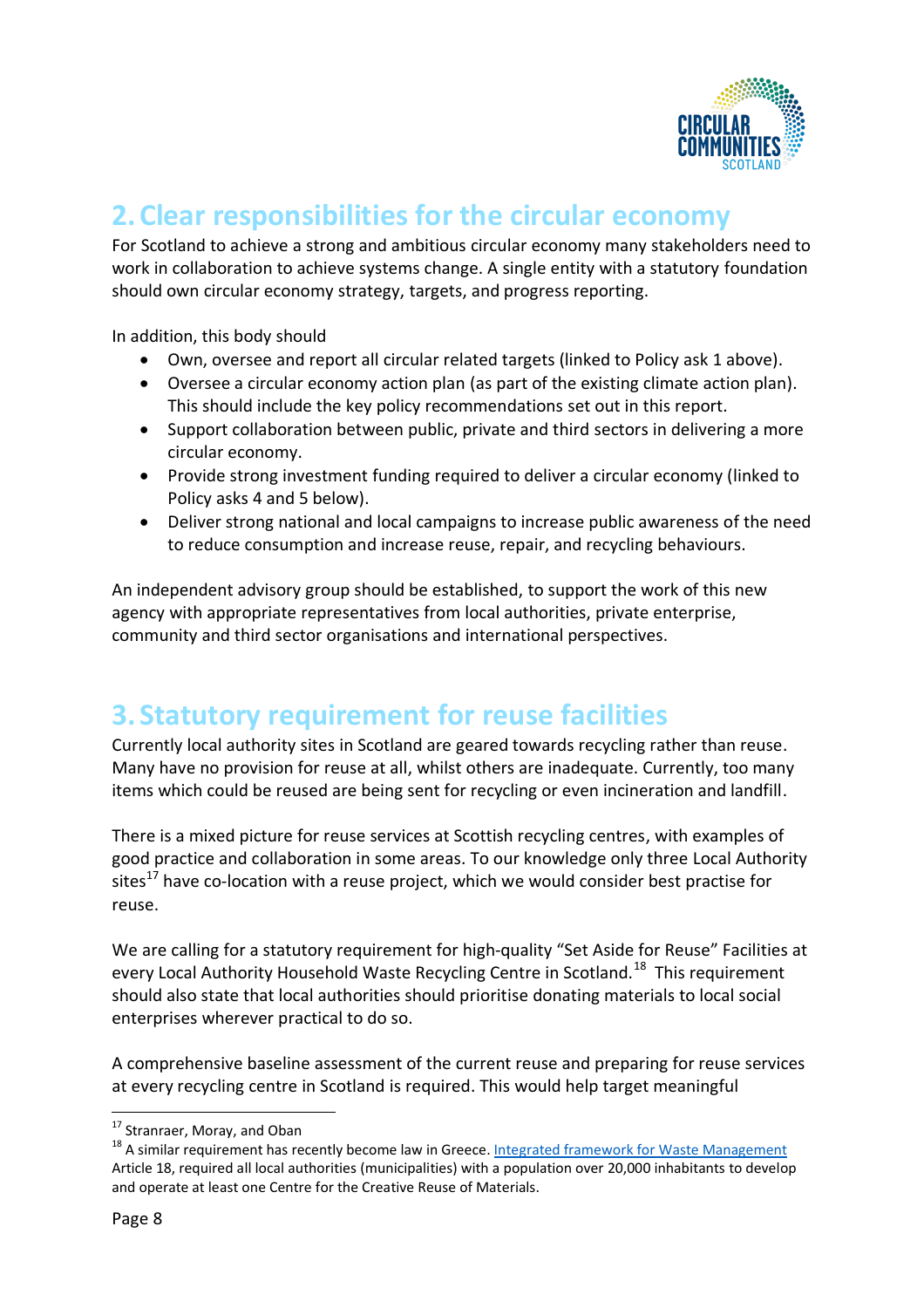## 2. Clear responsibilities for the circular economy

For Scotland to achieve a strong and ambitious circular economy many stakeholders need to work in collaboration to achieve systems change. A single entity with a statutory foundation should own circular economy strategy, targets, and progress reporting.

In addition, this body should

- Own, oversee and report all circular related targets (linked to Policy ask 1 above).
- Oversee a circular economy action plan (as part of the existing climate action plan). This should include the key policy recommendations set out in this report.
- Support collaboration between public, private and third sectors in delivering a more circular economy.
- Provide strong investment funding required to deliver a circular economy (linked to Policy asks 4 and 5 below).
- Deliver strong national and local campaigns to increase public awareness of the need to reduce consumption and increase reuse, repair, and recycling behaviours.

An independent advisory group should be established, to support the work of this new agency with appropriate representatives from local authorities, private enterprise, community and third sector organisations and international perspectives.

## 3. Statutory requirement for reuse facilities

Currently local authority sites in Scotland are geared towards recycling rather than reuse. Many have no provision for reuse at all, whilst others are inadequate. Currently, too many items which could be reused are being sent for recycling or even incineration and landfill.

There is a mixed picture for reuse services at Scottish recycling centres, with examples of good practice and collaboration in some areas. To our knowledge only three Local Authority sites[17] have co-location with a reuse project, which we would consider best practise for reuse.

We are calling for a statutory requirement for high-quality "Set Aside for Reuse" Facilities at every Local Authority Household Waste Recycling Centre in Scotland.[18] This requirement should also state that local authorities should prioritise donating materials to local social enterprises wherever practical to do so.

A comprehensive baseline assessment of the current reuse and preparing for reuse services at every recycling centre in Scotland is required. This would help target meaningful

---

[17] Stranraer, Moray, and Oban

[18] A similar requirement has recently become law in Greece. Integrated framework for Waste Management Article 18, required all local authorities (municipalities) with a population over 20,000 inhabitants to develop and operate at least one Centre for the Creative Reuse of Materials.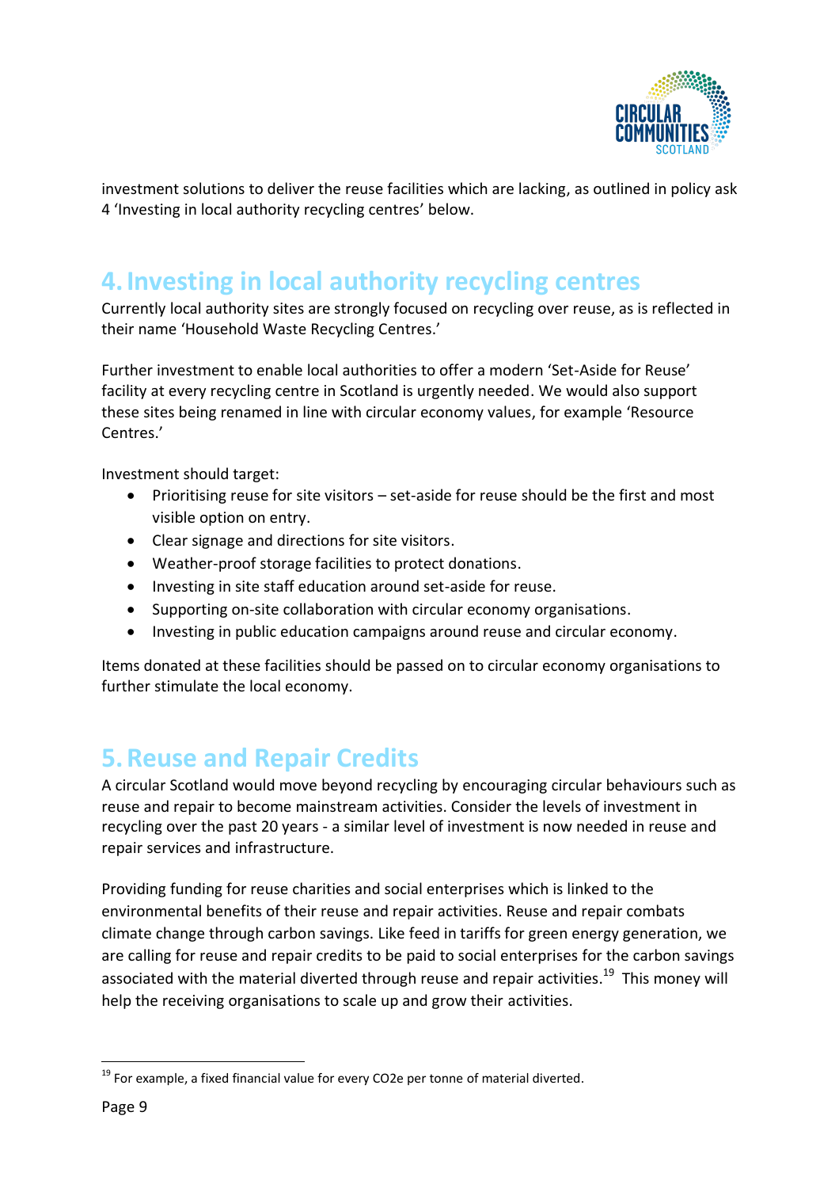investment solutions to deliver the reuse facilities which are lacking, as outlined in policy ask 4 'Investing in local authority recycling centres' below.

## 4. Investing in local authority recycling centres

Currently local authority sites are strongly focused on recycling over reuse, as is reflected in their name 'Household Waste Recycling Centres.'

Further investment to enable local authorities to offer a modern 'Set-Aside for Reuse' facility at every recycling centre in Scotland is urgently needed. We would also support these sites being renamed in line with circular economy values, for example 'Resource Centres.'

Investment should target:

- Prioritising reuse for site visitors – set-aside for reuse should be the first and most visible option on entry.
- Clear signage and directions for site visitors.
- Weather-proof storage facilities to protect donations.
- Investing in site staff education around set-aside for reuse.
- Supporting on-site collaboration with circular economy organisations.
- Investing in public education campaigns around reuse and circular economy.

Items donated at these facilities should be passed on to circular economy organisations to further stimulate the local economy.

## 5. Reuse and Repair Credits

A circular Scotland would move beyond recycling by encouraging circular behaviours such as reuse and repair to become mainstream activities. Consider the levels of investment in recycling over the past 20 years - a similar level of investment is now needed in reuse and repair services and infrastructure.

Providing funding for reuse charities and social enterprises which is linked to the environmental benefits of their reuse and repair activities. Reuse and repair combats climate change through carbon savings. Like feed in tariffs for green energy generation, we are calling for reuse and repair credits to be paid to social enterprises for the carbon savings associated with the material diverted through reuse and repair activities.[19] This money will help the receiving organisations to scale up and grow their activities.

[19] For example, a fixed financial value for every $CO_2e$ per tonne of material diverted.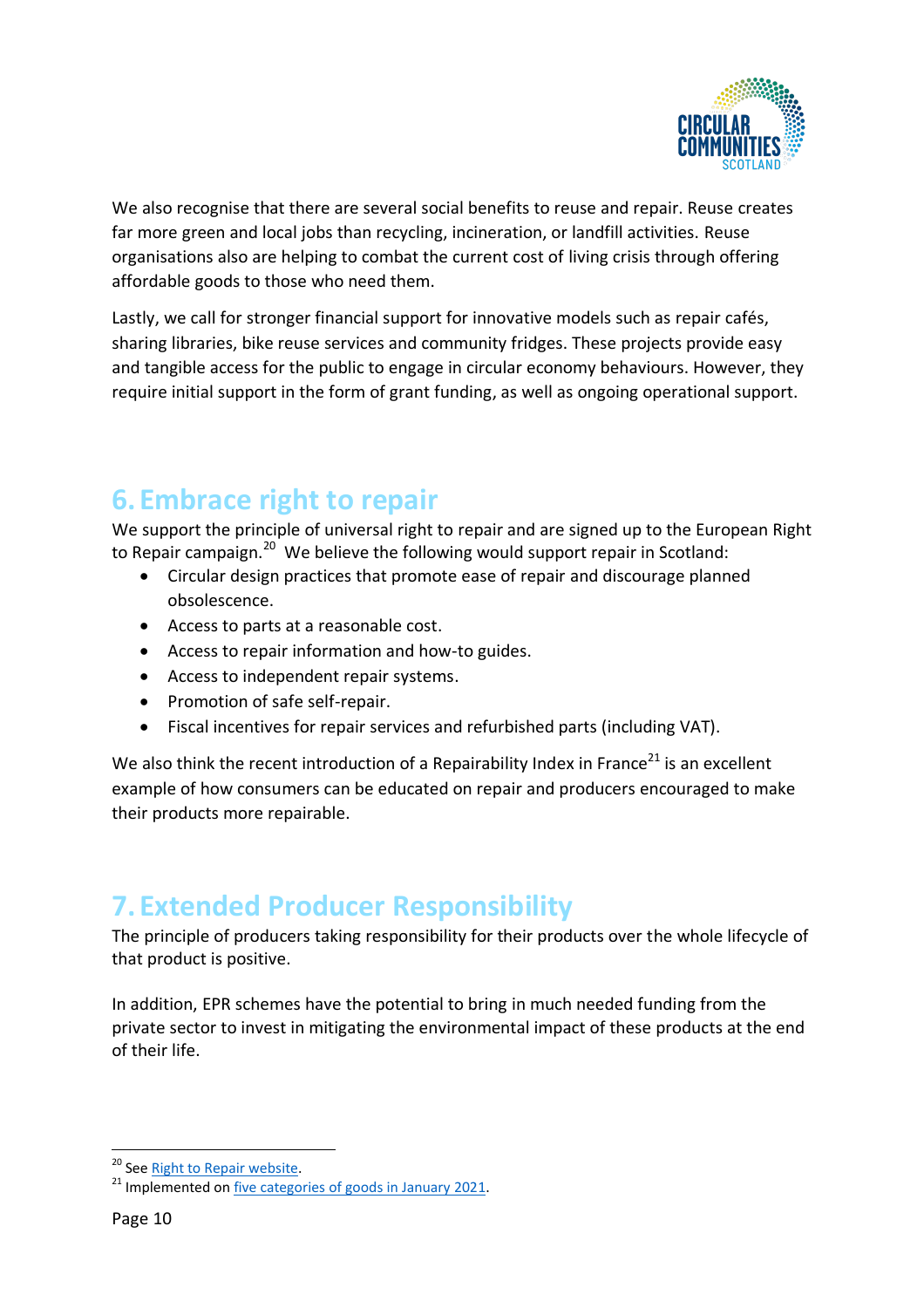We also recognise that there are several social benefits to reuse and repair. Reuse creates far more green and local jobs than recycling, incineration, or landfill activities. Reuse organisations also are helping to combat the current cost of living crisis through offering affordable goods to those who need them.

Lastly, we call for stronger financial support for innovative models such as repair cafés, sharing libraries, bike reuse services and community fridges. These projects provide easy and tangible access for the public to engage in circular economy behaviours. However, they require initial support in the form of grant funding, as well as ongoing operational support.

## 6. Embrace right to repair

We support the principle of universal right to repair and are signed up to the European Right to Repair campaign.[20] We believe the following would support repair in Scotland:

- Circular design practices that promote ease of repair and discourage planned obsolescence.
- Access to parts at a reasonable cost.
- Access to repair information and how-to guides.
- Access to independent repair systems.
- Promotion of safe self-repair.
- Fiscal incentives for repair services and refurbished parts (including VAT).

We also think the recent introduction of a Repairability Index in France[21] is an excellent example of how consumers can be educated on repair and producers encouraged to make their products more repairable.

## 7. Extended Producer Responsibility

The principle of producers taking responsibility for their products over the whole lifecycle of that product is positive.

In addition, EPR schemes have the potential to bring in much needed funding from the private sector to invest in mitigating the environmental impact of these products at the end of their life.

[20] See Right to Repair website.
[21] Implemented on five categories of goods in January 2021.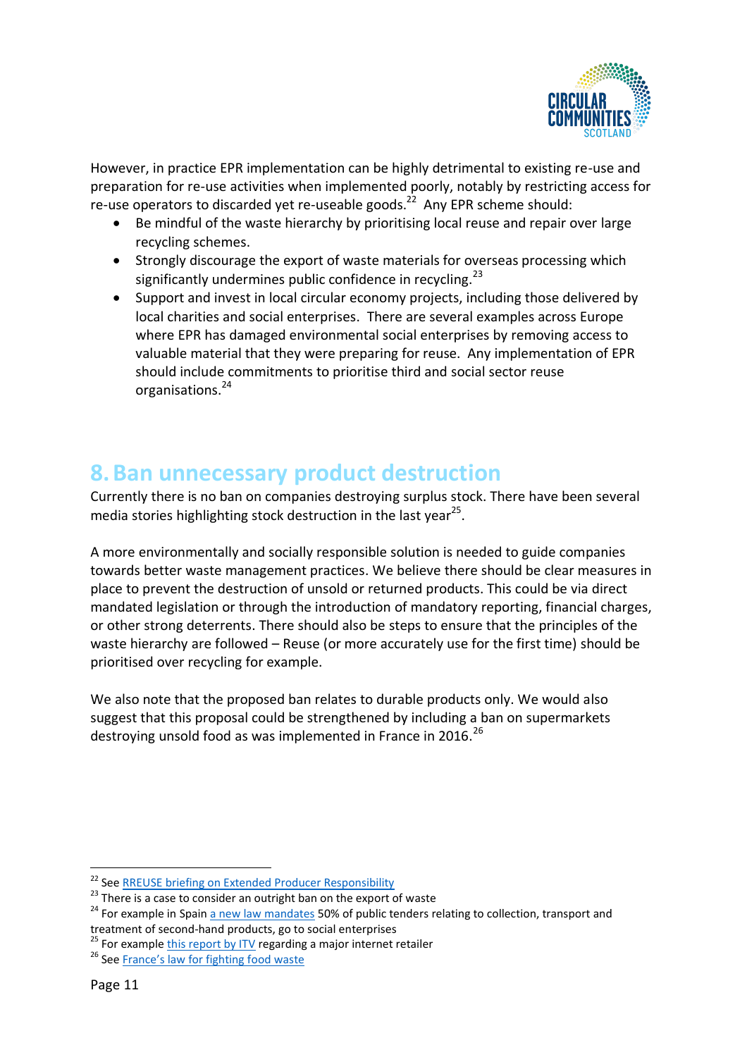However, in practice EPR implementation can be highly detrimental to existing re-use and preparation for re-use activities when implemented poorly, notably by restricting access for re-use operators to discarded yet re-useable goods.[22] Any EPR scheme should:

- Be mindful of the waste hierarchy by prioritising local reuse and repair over large recycling schemes.
- Strongly discourage the export of waste materials for overseas processing which significantly undermines public confidence in recycling.[23]
- Support and invest in local circular economy projects, including those delivered by local charities and social enterprises. There are several examples across Europe where EPR has damaged environmental social enterprises by removing access to valuable material that they were preparing for reuse. Any implementation of EPR should include commitments to prioritise third and social sector reuse organisations.[24]

## 8. Ban unnecessary product destruction

Currently there is no ban on companies destroying surplus stock. There have been several media stories highlighting stock destruction in the last year[25].

A more environmentally and socially responsible solution is needed to guide companies towards better waste management practices. We believe there should be clear measures in place to prevent the destruction of unsold or returned products. This could be via direct mandated legislation or through the introduction of mandatory reporting, financial charges, or other strong deterrents. There should also be steps to ensure that the principles of the waste hierarchy are followed – Reuse (or more accurately use for the first time) should be prioritised over recycling for example.

We also note that the proposed ban relates to durable products only. We would also suggest that this proposal could be strengthened by including a ban on supermarkets destroying unsold food as was implemented in France in 2016.[26]

---

[22] See RREUSE briefing on Extended Producer Responsibility

[23] There is a case to consider an outright ban on the export of waste

[24] For example in Spain a new law mandates 50% of public tenders relating to collection, transport and treatment of second-hand products, go to social enterprises

[25] For example this report by ITV regarding a major internet retailer

[26] See France's law for fighting food waste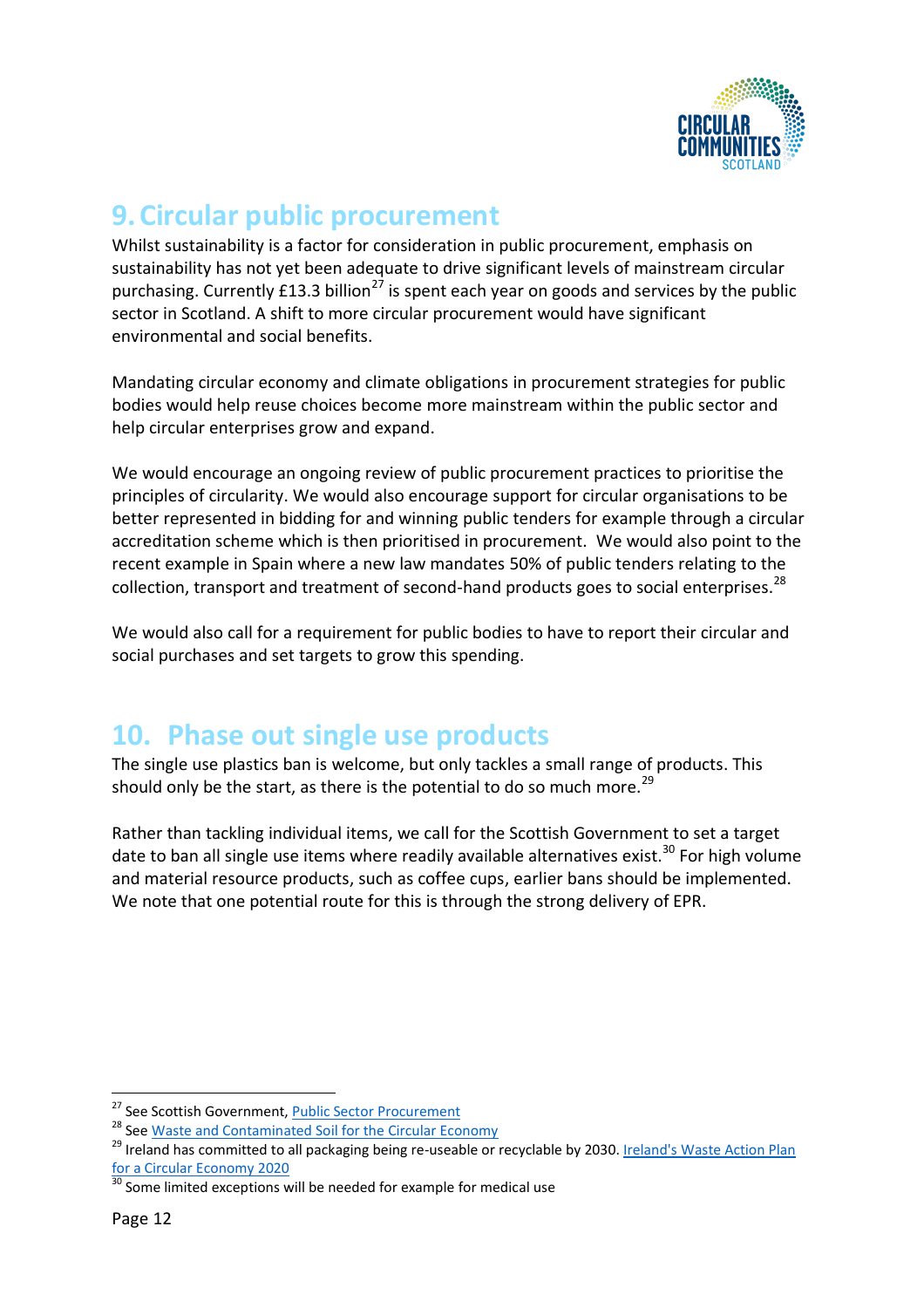## 9. Circular public procurement

Whilst sustainability is a factor for consideration in public procurement, emphasis on sustainability has not yet been adequate to drive significant levels of mainstream circular purchasing. Currently £13.3 billion[27] is spent each year on goods and services by the public sector in Scotland. A shift to more circular procurement would have significant environmental and social benefits.

Mandating circular economy and climate obligations in procurement strategies for public bodies would help reuse choices become more mainstream within the public sector and help circular enterprises grow and expand.

We would encourage an ongoing review of public procurement practices to prioritise the principles of circularity. We would also encourage support for circular organisations to be better represented in bidding for and winning public tenders for example through a circular accreditation scheme which is then prioritised in procurement. We would also point to the recent example in Spain where a new law mandates 50% of public tenders relating to the collection, transport and treatment of second-hand products goes to social enterprises.[28]

We would also call for a requirement for public bodies to have to report their circular and social purchases and set targets to grow this spending.

## 10. Phase out single use products

The single use plastics ban is welcome, but only tackles a small range of products. This should only be the start, as there is the potential to do so much more.[29]

Rather than tackling individual items, we call for the Scottish Government to set a target date to ban all single use items where readily available alternatives exist.[30] For high volume and material resource products, such as coffee cups, earlier bans should be implemented. We note that one potential route for this is through the strong delivery of EPR.

---

[27] See Scottish Government, Public Sector Procurement

[28] See Waste and Contaminated Soil for the Circular Economy

[29] Ireland has committed to all packaging being re-useable or recyclable by 2030. Ireland's Waste Action Plan for a Circular Economy 2020

[30] Some limited exceptions will be needed for example for medical use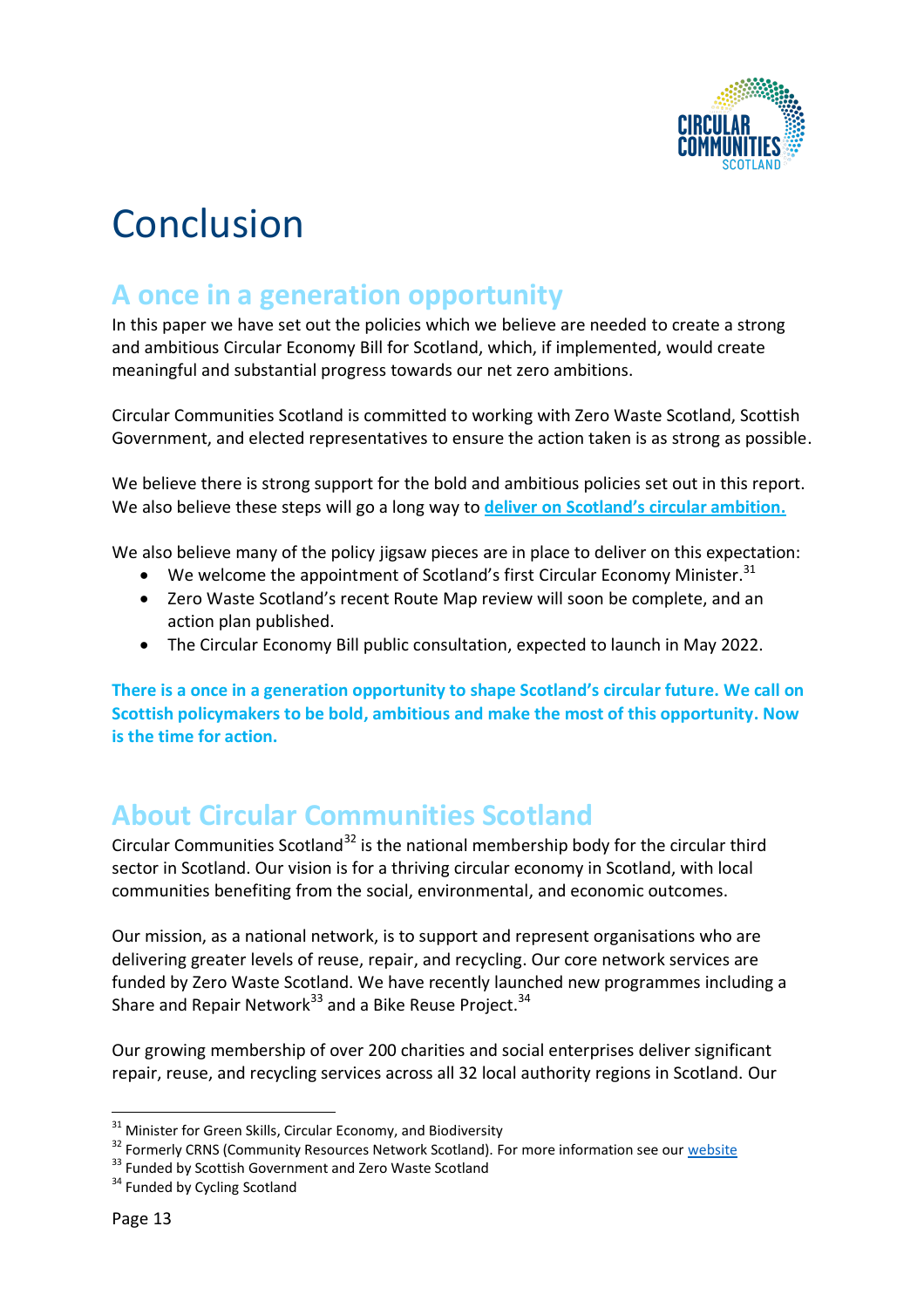# Conclusion

## A once in a generation opportunity

In this paper we have set out the policies which we believe are needed to create a strong and ambitious Circular Economy Bill for Scotland, which, if implemented, would create meaningful and substantial progress towards our net zero ambitions.

Circular Communities Scotland is committed to working with Zero Waste Scotland, Scottish Government, and elected representatives to ensure the action taken is as strong as possible.

We believe there is strong support for the bold and ambitious policies set out in this report. We also believe these steps will go a long way to **deliver on Scotland's circular ambition.**

We also believe many of the policy jigsaw pieces are in place to deliver on this expectation:

- We welcome the appointment of Scotland's first Circular Economy Minister.[31]
- Zero Waste Scotland's recent Route Map review will soon be complete, and an action plan published.
- The Circular Economy Bill public consultation, expected to launch in May 2022.

**There is a once in a generation opportunity to shape Scotland's circular future. We call on Scottish policymakers to be bold, ambitious and make the most of this opportunity. Now is the time for action.**

## About Circular Communities Scotland

Circular Communities Scotland[32] is the national membership body for the circular third sector in Scotland. Our vision is for a thriving circular economy in Scotland, with local communities benefiting from the social, environmental, and economic outcomes.

Our mission, as a national network, is to support and represent organisations who are delivering greater levels of reuse, repair, and recycling. Our core network services are funded by Zero Waste Scotland. We have recently launched new programmes including a Share and Repair Network[33] and a Bike Reuse Project.[34]

Our growing membership of over 200 charities and social enterprises deliver significant repair, reuse, and recycling services across all 32 local authority regions in Scotland. Our

[31] Minister for Green Skills, Circular Economy, and Biodiversity

[32] Formerly CRNS (Community Resources Network Scotland). For more information see our website

[33] Funded by Scottish Government and Zero Waste Scotland

[34] Funded by Cycling Scotland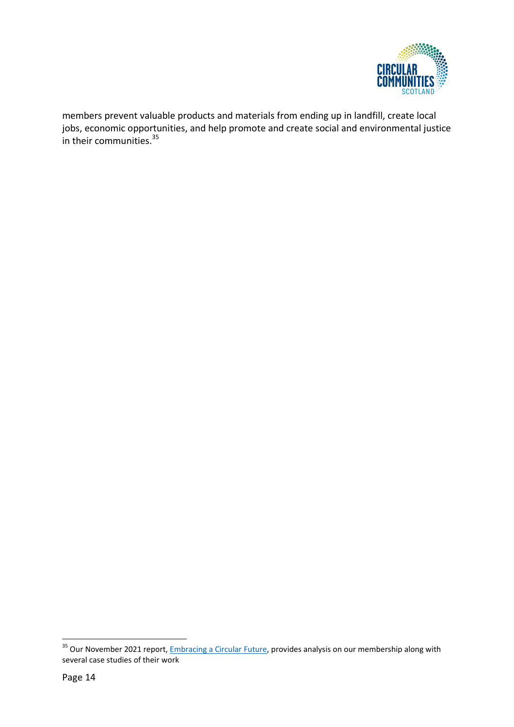members prevent valuable products and materials from ending up in landfill, create local jobs, economic opportunities, and help promote and create social and environmental justice in their communities.[35]

---

[35] Our November 2021 report, [Embracing a Circular Future](), provides analysis on our membership along with several case studies of their work